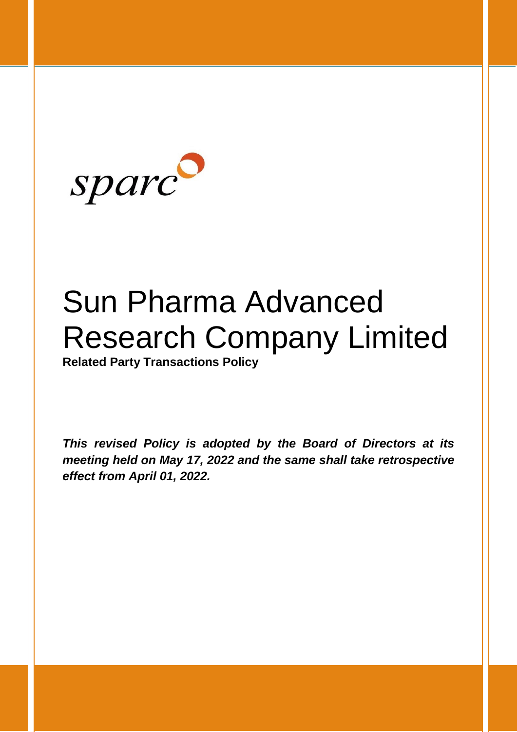sparc

# Sun Pharma Advanced Research Company Limited

**Related Party Transactions Policy**

***This revised Policy is adopted by the Board of Directors at its meeting held on May 17, 2022 and the same shall take retrospective effect from April 01, 2022.***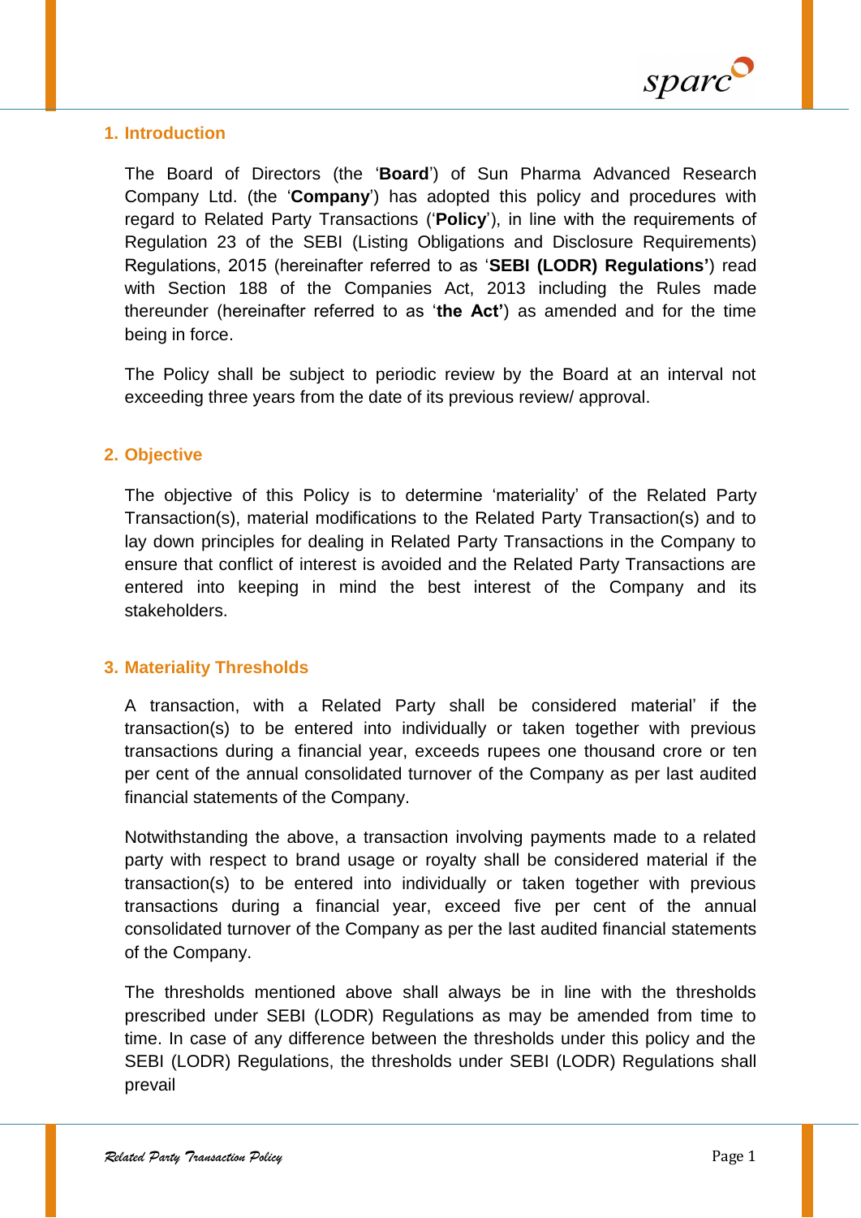## 1. Introduction

The Board of Directors (the '**Board**') of Sun Pharma Advanced Research Company Ltd. (the '**Company**') has adopted this policy and procedures with regard to Related Party Transactions ('**Policy**'), in line with the requirements of Regulation 23 of the SEBI (Listing Obligations and Disclosure Requirements) Regulations, 2015 (hereinafter referred to as '**SEBI (LODR) Regulations'**) read with Section 188 of the Companies Act, 2013 including the Rules made thereunder (hereinafter referred to as '**the Act'**) as amended and for the time being in force.

The Policy shall be subject to periodic review by the Board at an interval not exceeding three years from the date of its previous review/ approval.

## 2. Objective

The objective of this Policy is to determine 'materiality' of the Related Party Transaction(s), material modifications to the Related Party Transaction(s) and to lay down principles for dealing in Related Party Transactions in the Company to ensure that conflict of interest is avoided and the Related Party Transactions are entered into keeping in mind the best interest of the Company and its stakeholders.

## 3. Materiality Thresholds

A transaction, with a Related Party shall be considered material' if the transaction(s) to be entered into individually or taken together with previous transactions during a financial year, exceeds rupees one thousand crore or ten per cent of the annual consolidated turnover of the Company as per last audited financial statements of the Company.

Notwithstanding the above, a transaction involving payments made to a related party with respect to brand usage or royalty shall be considered material if the transaction(s) to be entered into individually or taken together with previous transactions during a financial year, exceed five per cent of the annual consolidated turnover of the Company as per the last audited financial statements of the Company.

The thresholds mentioned above shall always be in line with the thresholds prescribed under SEBI (LODR) Regulations as may be amended from time to time. In case of any difference between the thresholds under this policy and the SEBI (LODR) Regulations, the thresholds under SEBI (LODR) Regulations shall prevail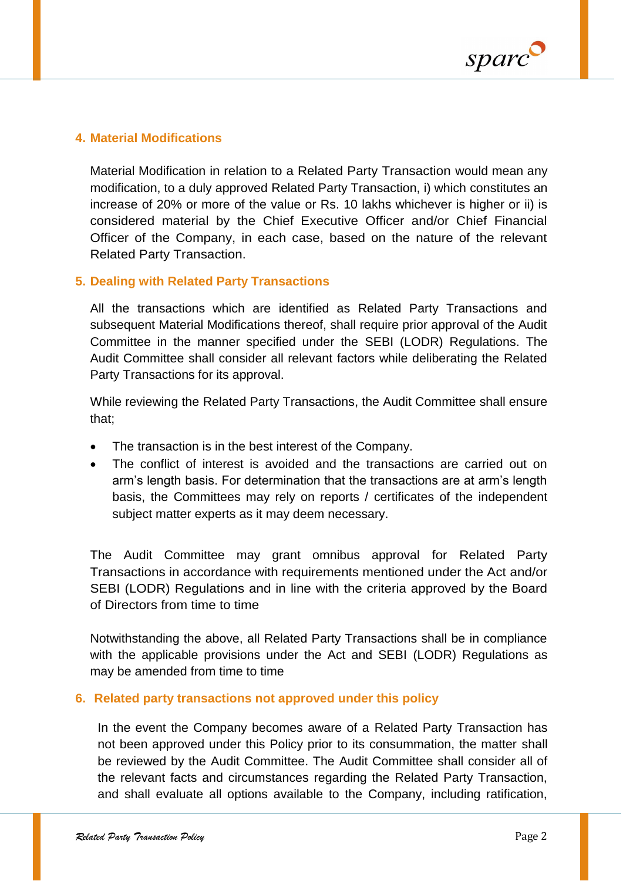## 4. Material Modifications

Material Modification in relation to a Related Party Transaction would mean any modification, to a duly approved Related Party Transaction, i) which constitutes an increase of 20% or more of the value or Rs. 10 lakhs whichever is higher or ii) is considered material by the Chief Executive Officer and/or Chief Financial Officer of the Company, in each case, based on the nature of the relevant Related Party Transaction.

## 5. Dealing with Related Party Transactions

All the transactions which are identified as Related Party Transactions and subsequent Material Modifications thereof, shall require prior approval of the Audit Committee in the manner specified under the SEBI (LODR) Regulations. The Audit Committee shall consider all relevant factors while deliberating the Related Party Transactions for its approval.

While reviewing the Related Party Transactions, the Audit Committee shall ensure that;

- The transaction is in the best interest of the Company.
- The conflict of interest is avoided and the transactions are carried out on arm's length basis. For determination that the transactions are at arm's length basis, the Committees may rely on reports / certificates of the independent subject matter experts as it may deem necessary.

The Audit Committee may grant omnibus approval for Related Party Transactions in accordance with requirements mentioned under the Act and/or SEBI (LODR) Regulations and in line with the criteria approved by the Board of Directors from time to time

Notwithstanding the above, all Related Party Transactions shall be in compliance with the applicable provisions under the Act and SEBI (LODR) Regulations as may be amended from time to time

## 6. Related party transactions not approved under this policy

In the event the Company becomes aware of a Related Party Transaction has not been approved under this Policy prior to its consummation, the matter shall be reviewed by the Audit Committee. The Audit Committee shall consider all of the relevant facts and circumstances regarding the Related Party Transaction, and shall evaluate all options available to the Company, including ratification,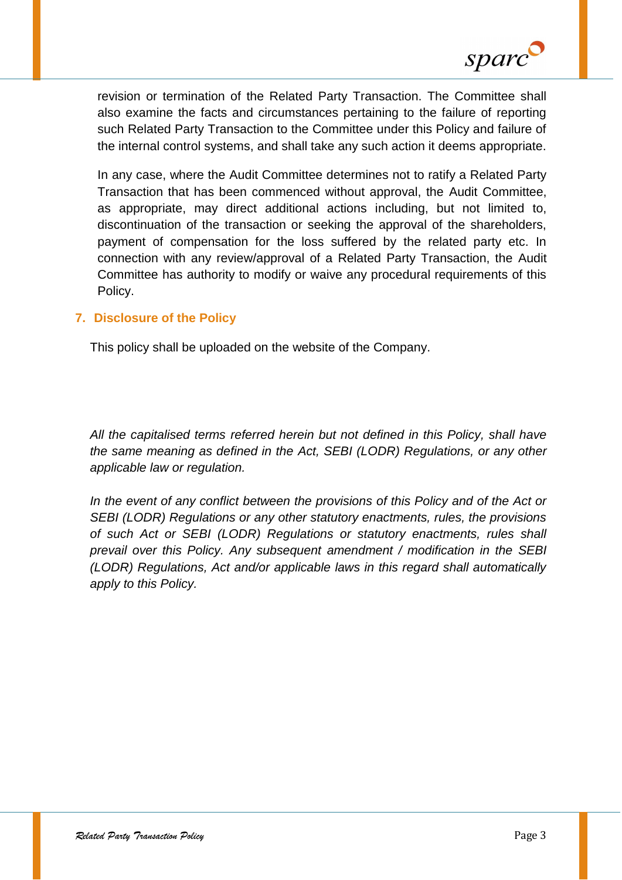revision or termination of the Related Party Transaction. The Committee shall also examine the facts and circumstances pertaining to the failure of reporting such Related Party Transaction to the Committee under this Policy and failure of the internal control systems, and shall take any such action it deems appropriate.

In any case, where the Audit Committee determines not to ratify a Related Party Transaction that has been commenced without approval, the Audit Committee, as appropriate, may direct additional actions including, but not limited to, discontinuation of the transaction or seeking the approval of the shareholders, payment of compensation for the loss suffered by the related party etc. In connection with any review/approval of a Related Party Transaction, the Audit Committee has authority to modify or waive any procedural requirements of this Policy.

## 7. Disclosure of the Policy

This policy shall be uploaded on the website of the Company.

*All the capitalised terms referred herein but not defined in this Policy, shall have the same meaning as defined in the Act, SEBI (LODR) Regulations, or any other applicable law or regulation.*

*In the event of any conflict between the provisions of this Policy and of the Act or SEBI (LODR) Regulations or any other statutory enactments, rules, the provisions of such Act or SEBI (LODR) Regulations or statutory enactments, rules shall prevail over this Policy. Any subsequent amendment / modification in the SEBI (LODR) Regulations, Act and/or applicable laws in this regard shall automatically apply to this Policy.*